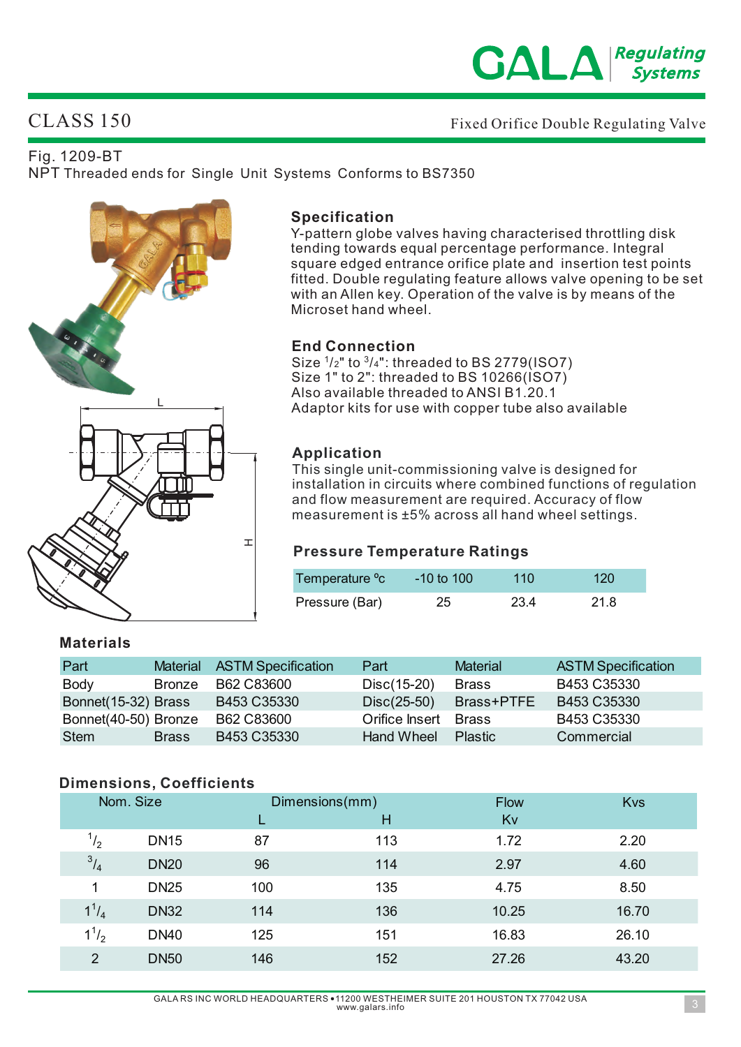# CLASS 150

Fixed Orifice Double Regulating Valve

Fig. 1209-BT

NPT Threaded ends for Single Unit Systems Conforms to BS7350

## Specification

Y-pattern globe valves having characterised throttling disk tending towards equal percentage performance. Integral square edged entrance orifice plate and insertion test points fitted. Double regulating feature allows valve opening to be set with an Allen key. Operation of the valve is by means of the Microset hand wheel.

## End Connection

Size 1/2" to 3/4": threaded to BS 2779(ISO7)
Size 1" to 2": threaded to BS 10266(ISO7)
Also available threaded to ANSI B1.20.1
Adaptor kits for use with copper tube also available

## Application

This single unit-commissioning valve is designed for installation in circuits where combined functions of regulation and flow measurement are required. Accuracy of flow measurement is ±5% across all hand wheel settings.

## Pressure Temperature Ratings

| Temperature °c | -10 to 100 | 110 | 120 |
|---|---|---|---|
| Pressure (Bar) | 25 | 23.4 | 21.8 |

## Materials

| Part | Material | ASTM Specification | Part | Material | ASTM Specification |
|---|---|---|---|---|---|
| Body | Bronze | B62 C83600 | Disc(15-20) | Brass | B453 C35330 |
| Bonnet(15-32) | Brass | B453 C35330 | Disc(25-50) | Brass+PTFE | B453 C35330 |
| Bonnet(40-50) | Bronze | B62 C83600 | Orifice Insert | Brass | B453 C35330 |
| Stem | Brass | B453 C35330 | Hand Wheel | Plastic | Commercial |

## Dimensions, Coefficients

| Nom. Size | | Dimensions(mm) | | Flow | Kvs |
|---|---|---|---|---|---|
| | | L | H | Kv | |
| 1/2 | DN15 | 87 | 113 | 1.72 | 2.20 |
| 3/4 | DN20 | 96 | 114 | 2.97 | 4.60 |
| 1 | DN25 | 100 | 135 | 4.75 | 8.50 |
| 1 1/4 | DN32 | 114 | 136 | 10.25 | 16.70 |
| 1 1/2 | DN40 | 125 | 151 | 16.83 | 26.10 |
| 2 | DN50 | 146 | 152 | 27.26 | 43.20 |

GALA RS INC WORLD HEADQUARTERS • 11200 WESTHEIMER SUITE 201 HOUSTON TX 77042 USA
www.galars.info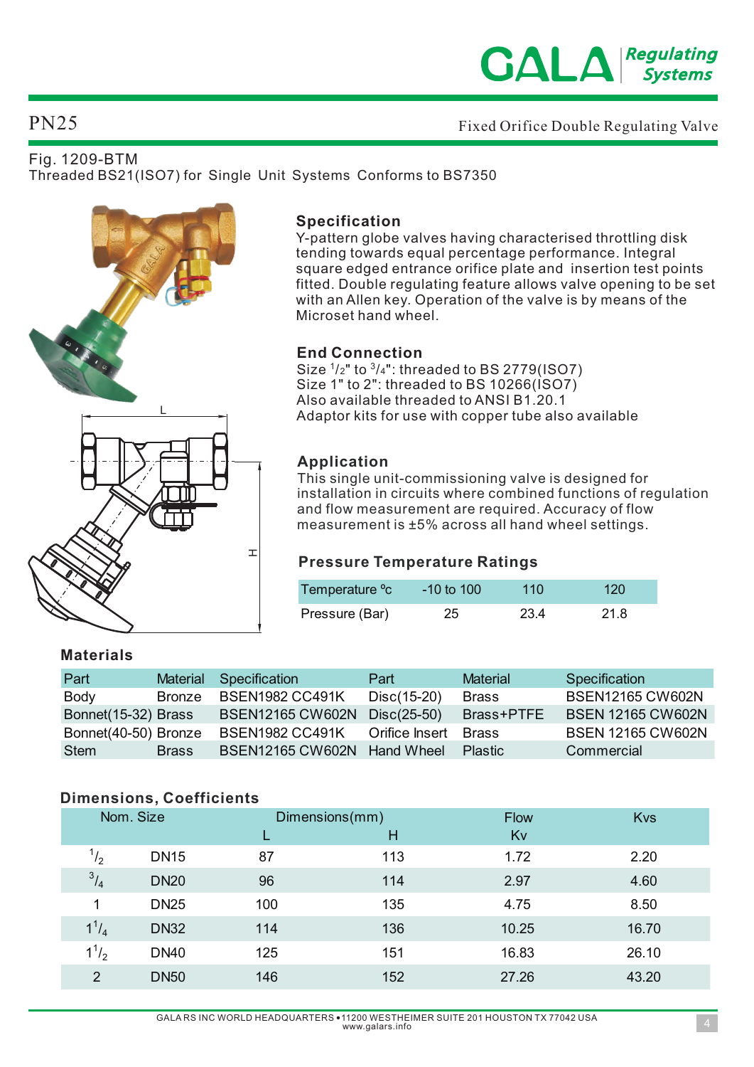PN25

Fixed Orifice Double Regulating Valve

Fig. 1209-BTM
Threaded BS21(ISO7) for Single Unit Systems Conforms to BS7350

L

H

### Specification

Y-pattern globe valves having characterised throttling disk tending towards equal percentage performance. Integral square edged entrance orifice plate and insertion test points fitted. Double regulating feature allows valve opening to be set with an Allen key. Operation of the valve is by means of the Microset hand wheel.

### End Connection

Size 1/2" to 3/4": threaded to BS 2779(ISO7)
Size 1" to 2": threaded to BS 10266(ISO7)
Also available threaded to ANSI B1.20.1
Adaptor kits for use with copper tube also available

### Application

This single unit-commissioning valve is designed for installation in circuits where combined functions of regulation and flow measurement are required. Accuracy of flow measurement is ±5% across all hand wheel settings.

### Pressure Temperature Ratings

| Temperature °c | -10 to 100 | 110 | 120 |
|---|---|---|---|
| Pressure (Bar) | 25 | 23.4 | 21.8 |

### Materials

| Part | Material | Specification | Part | Material | Specification |
|---|---|---|---|---|---|
| Body | Bronze | BSEN1982 CC491K | Disc(15-20) | Brass | BSEN12165 CW602N |
| Bonnet(15-32) | Brass | BSEN12165 CW602N | Disc(25-50) | Brass+PTFE | BSEN 12165 CW602N |
| Bonnet(40-50) | Bronze | BSEN1982 CC491K | Orifice Insert | Brass | BSEN 12165 CW602N |
| Stem | Brass | BSEN12165 CW602N | Hand Wheel | Plastic | Commercial |

### Dimensions, Coefficients

| Nom. Size | | Dimensions(mm) | | Flow | Kvs |
|---|---|---|---|---|---|
| | | L | H | Kv | |
| 1/2 | DN15 | 87 | 113 | 1.72 | 2.20 |
| 3/4 | DN20 | 96 | 114 | 2.97 | 4.60 |
| 1 | DN25 | 100 | 135 | 4.75 | 8.50 |
| 1 1/4 | DN32 | 114 | 136 | 10.25 | 16.70 |
| 1 1/2 | DN40 | 125 | 151 | 16.83 | 26.10 |
| 2 | DN50 | 146 | 152 | 27.26 | 43.20 |

GALA RS INC WORLD HEADQUARTERS • 11200 WESTHEIMER SUITE 201 HOUSTON TX 77042 USA
www.galars.info